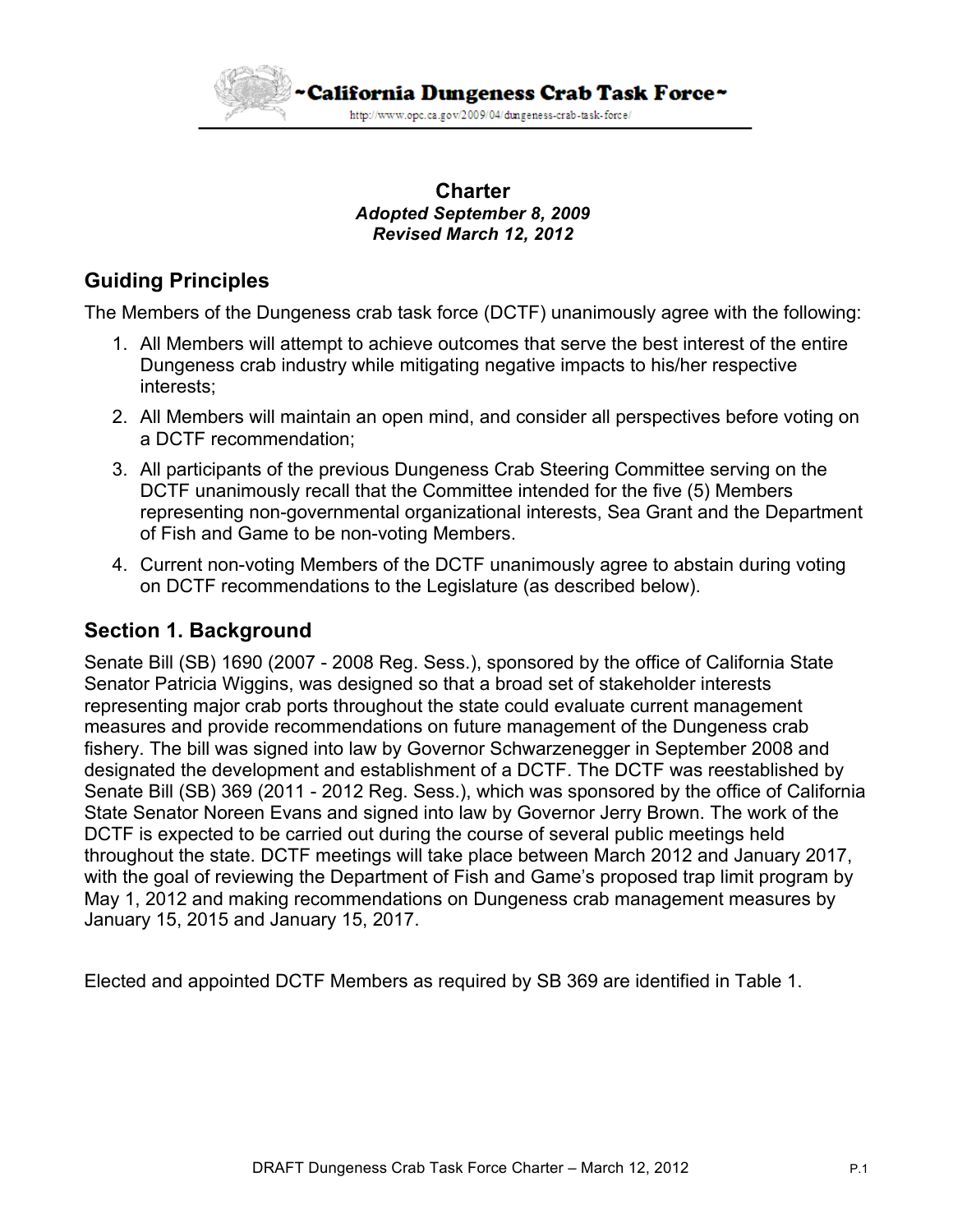~California Dungeness Crab Task Force~

http://www.opc.ca.gov/2009/04/dungeness-crab-task-force/

# Charter

***Adopted September 8, 2009***
***Revised March 12, 2012***

## Guiding Principles

The Members of the Dungeness crab task force (DCTF) unanimously agree with the following:

1. All Members will attempt to achieve outcomes that serve the best interest of the entire Dungeness crab industry while mitigating negative impacts to his/her respective interests;
2. All Members will maintain an open mind, and consider all perspectives before voting on a DCTF recommendation;
3. All participants of the previous Dungeness Crab Steering Committee serving on the DCTF unanimously recall that the Committee intended for the five (5) Members representing non-governmental organizational interests, Sea Grant and the Department of Fish and Game to be non-voting Members.
4. Current non-voting Members of the DCTF unanimously agree to abstain during voting on DCTF recommendations to the Legislature (as described below).

## Section 1. Background

Senate Bill (SB) 1690 (2007 - 2008 Reg. Sess.), sponsored by the office of California State Senator Patricia Wiggins, was designed so that a broad set of stakeholder interests representing major crab ports throughout the state could evaluate current management measures and provide recommendations on future management of the Dungeness crab fishery. The bill was signed into law by Governor Schwarzenegger in September 2008 and designated the development and establishment of a DCTF. The DCTF was reestablished by Senate Bill (SB) 369 (2011 - 2012 Reg. Sess.), which was sponsored by the office of California State Senator Noreen Evans and signed into law by Governor Jerry Brown. The work of the DCTF is expected to be carried out during the course of several public meetings held throughout the state. DCTF meetings will take place between March 2012 and January 2017, with the goal of reviewing the Department of Fish and Game's proposed trap limit program by May 1, 2012 and making recommendations on Dungeness crab management measures by January 15, 2015 and January 15, 2017.

Elected and appointed DCTF Members as required by SB 369 are identified in Table 1.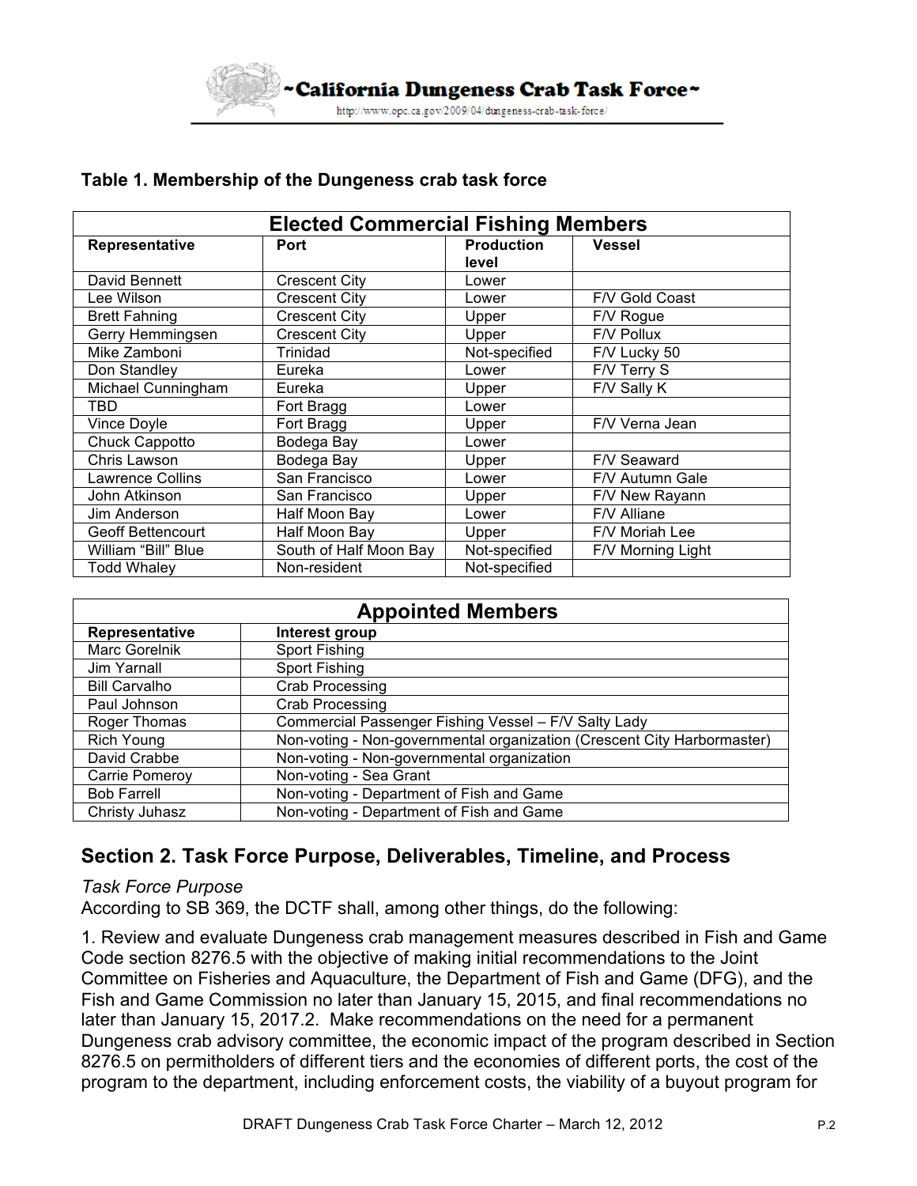**Table 1. Membership of the Dungeness crab task force**

| Elected Commercial Fishing Members | | | |
|---|---|---|---|
| **Representative** | **Port** | **Production level** | **Vessel** |
| David Bennett | Crescent City | Lower | |
| Lee Wilson | Crescent City | Lower | F/V Gold Coast |
| Brett Fahning | Crescent City | Upper | F/V Rogue |
| Gerry Hemmingsen | Crescent City | Upper | F/V Pollux |
| Mike Zamboni | Trinidad | Not-specified | F/V Lucky 50 |
| Don Standley | Eureka | Lower | F/V Terry S |
| Michael Cunningham | Eureka | Upper | F/V Sally K |
| TBD | Fort Bragg | Lower | |
| Vince Doyle | Fort Bragg | Upper | F/V Verna Jean |
| Chuck Cappotto | Bodega Bay | Lower | |
| Chris Lawson | Bodega Bay | Upper | F/V Seaward |
| Lawrence Collins | San Francisco | Lower | F/V Autumn Gale |
| John Atkinson | San Francisco | Upper | F/V New Rayann |
| Jim Anderson | Half Moon Bay | Lower | F/V Alliane |
| Geoff Bettencourt | Half Moon Bay | Upper | F/V Moriah Lee |
| William “Bill” Blue | South of Half Moon Bay | Not-specified | F/V Morning Light |
| Todd Whaley | Non-resident | Not-specified | |

| Appointed Members | |
|---|---|
| **Representative** | **Interest group** |
| Marc Gorelnik | Sport Fishing |
| Jim Yarnall | Sport Fishing |
| Bill Carvalho | Crab Processing |
| Paul Johnson | Crab Processing |
| Roger Thomas | Commercial Passenger Fishing Vessel – F/V Salty Lady |
| Rich Young | Non-voting - Non-governmental organization (Crescent City Harbormaster) |
| David Crabbe | Non-voting - Non-governmental organization |
| Carrie Pomeroy | Non-voting - Sea Grant |
| Bob Farrell | Non-voting - Department of Fish and Game |
| Christy Juhasz | Non-voting - Department of Fish and Game |

## Section 2. Task Force Purpose, Deliverables, Timeline, and Process

*Task Force Purpose*

According to SB 369, the DCTF shall, among other things, do the following:

1. Review and evaluate Dungeness crab management measures described in Fish and Game Code section 8276.5 with the objective of making initial recommendations to the Joint Committee on Fisheries and Aquaculture, the Department of Fish and Game (DFG), and the Fish and Game Commission no later than January 15, 2015, and final recommendations no later than January 15, 2017.2. Make recommendations on the need for a permanent Dungeness crab advisory committee, the economic impact of the program described in Section 8276.5 on permitholders of different tiers and the economies of different ports, the cost of the program to the department, including enforcement costs, the viability of a buyout program for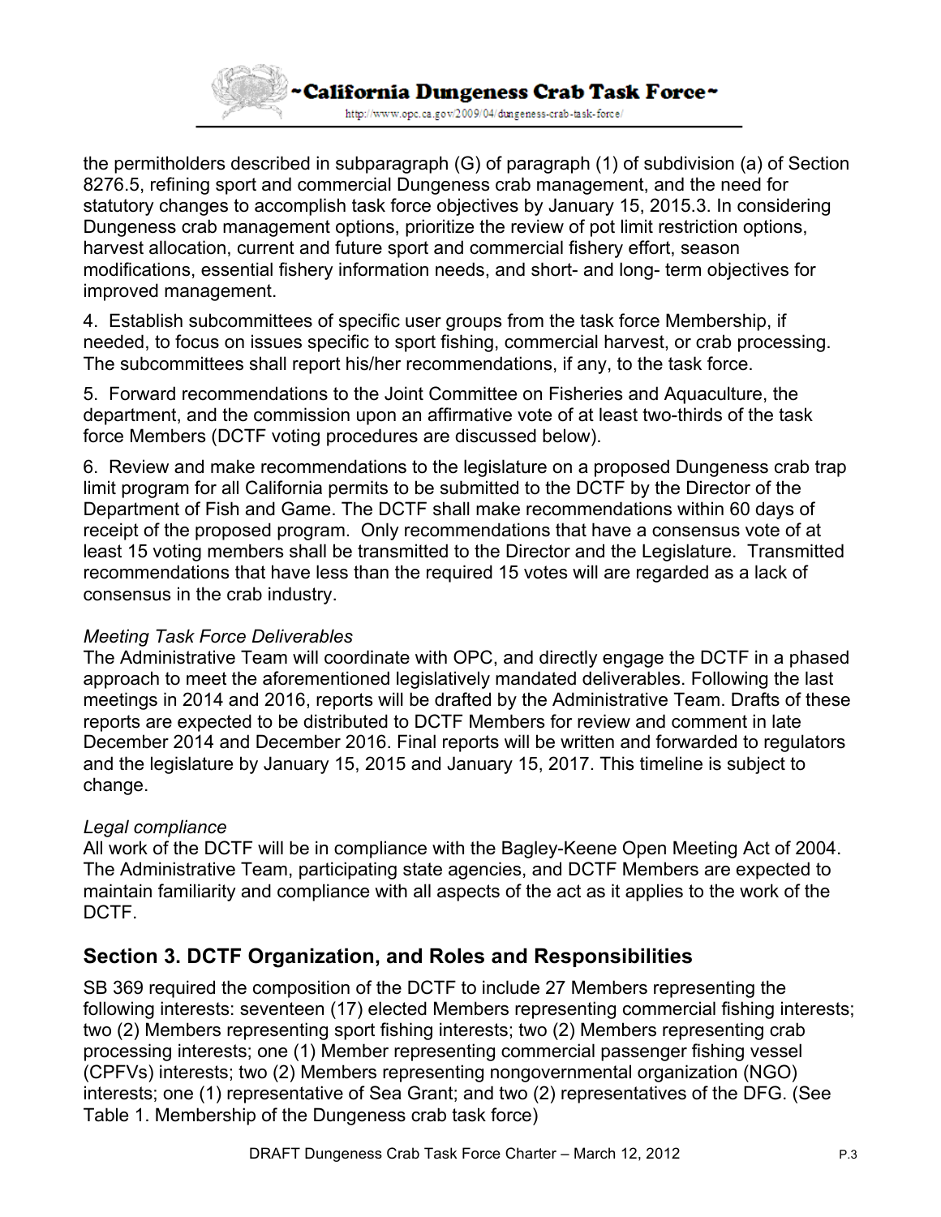the permitholders described in subparagraph (G) of paragraph (1) of subdivision (a) of Section 8276.5, refining sport and commercial Dungeness crab management, and the need for statutory changes to accomplish task force objectives by January 15, 2015.3. In considering Dungeness crab management options, prioritize the review of pot limit restriction options, harvest allocation, current and future sport and commercial fishery effort, season modifications, essential fishery information needs, and short- and long- term objectives for improved management.

4. Establish subcommittees of specific user groups from the task force Membership, if needed, to focus on issues specific to sport fishing, commercial harvest, or crab processing. The subcommittees shall report his/her recommendations, if any, to the task force.

5. Forward recommendations to the Joint Committee on Fisheries and Aquaculture, the department, and the commission upon an affirmative vote of at least two-thirds of the task force Members (DCTF voting procedures are discussed below).

6. Review and make recommendations to the legislature on a proposed Dungeness crab trap limit program for all California permits to be submitted to the DCTF by the Director of the Department of Fish and Game. The DCTF shall make recommendations within 60 days of receipt of the proposed program. Only recommendations that have a consensus vote of at least 15 voting members shall be transmitted to the Director and the Legislature. Transmitted recommendations that have less than the required 15 votes will are regarded as a lack of consensus in the crab industry.

*Meeting Task Force Deliverables*

The Administrative Team will coordinate with OPC, and directly engage the DCTF in a phased approach to meet the aforementioned legislatively mandated deliverables. Following the last meetings in 2014 and 2016, reports will be drafted by the Administrative Team. Drafts of these reports are expected to be distributed to DCTF Members for review and comment in late December 2014 and December 2016. Final reports will be written and forwarded to regulators and the legislature by January 15, 2015 and January 15, 2017. This timeline is subject to change.

*Legal compliance*

All work of the DCTF will be in compliance with the Bagley-Keene Open Meeting Act of 2004. The Administrative Team, participating state agencies, and DCTF Members are expected to maintain familiarity and compliance with all aspects of the act as it applies to the work of the DCTF.

## Section 3. DCTF Organization, and Roles and Responsibilities

SB 369 required the composition of the DCTF to include 27 Members representing the following interests: seventeen (17) elected Members representing commercial fishing interests; two (2) Members representing sport fishing interests; two (2) Members representing crab processing interests; one (1) Member representing commercial passenger fishing vessel (CPFVs) interests; two (2) Members representing nongovernmental organization (NGO) interests; one (1) representative of Sea Grant; and two (2) representatives of the DFG. (See Table 1. Membership of the Dungeness crab task force)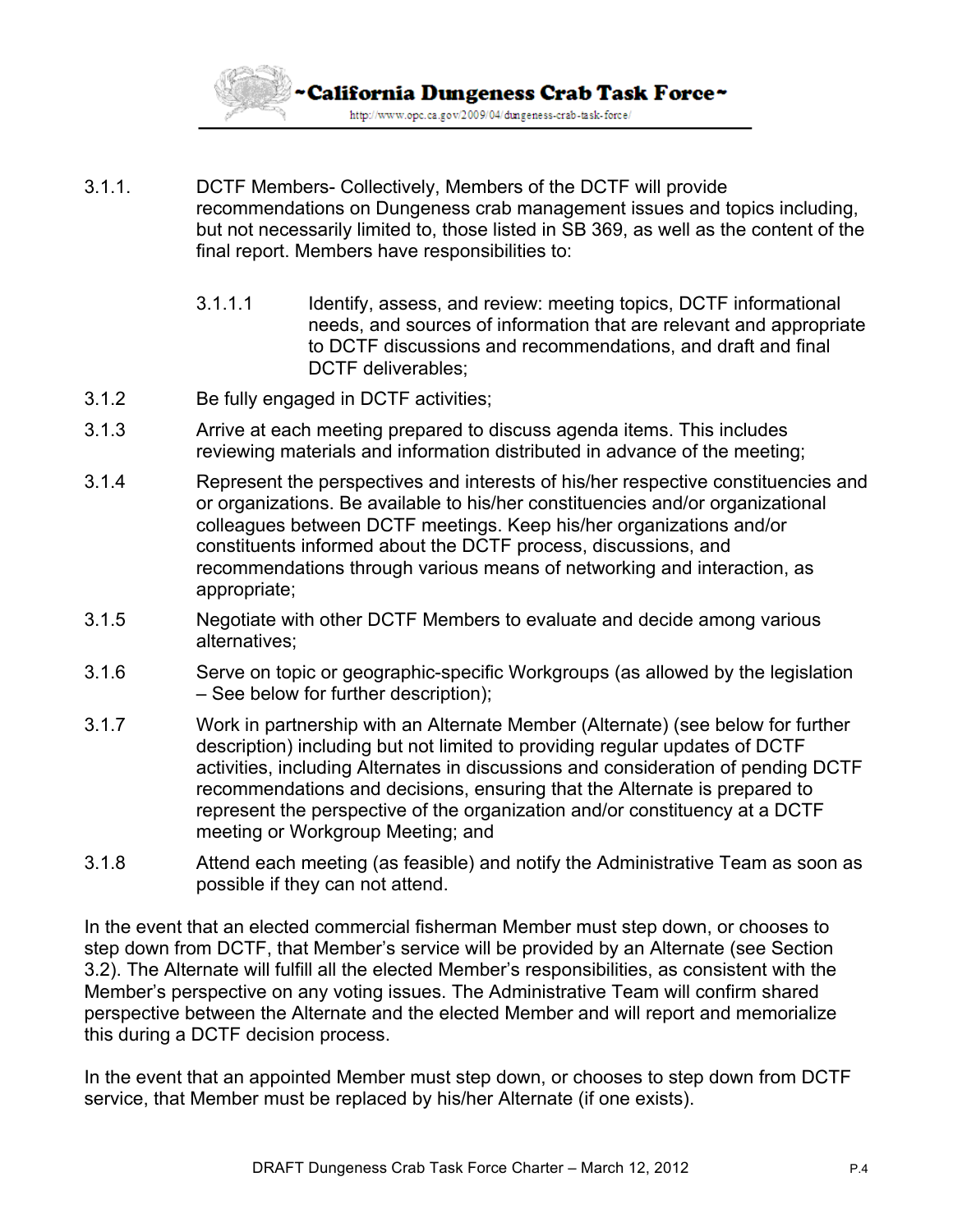3.1.1. DCTF Members- Collectively, Members of the DCTF will provide recommendations on Dungeness crab management issues and topics including, but not necessarily limited to, those listed in SB 369, as well as the content of the final report. Members have responsibilities to:

3.1.1.1 Identify, assess, and review: meeting topics, DCTF informational needs, and sources of information that are relevant and appropriate to DCTF discussions and recommendations, and draft and final DCTF deliverables;

3.1.2 Be fully engaged in DCTF activities;

3.1.3 Arrive at each meeting prepared to discuss agenda items. This includes reviewing materials and information distributed in advance of the meeting;

3.1.4 Represent the perspectives and interests of his/her respective constituencies and or organizations. Be available to his/her constituencies and/or organizational colleagues between DCTF meetings. Keep his/her organizations and/or constituents informed about the DCTF process, discussions, and recommendations through various means of networking and interaction, as appropriate;

3.1.5 Negotiate with other DCTF Members to evaluate and decide among various alternatives;

3.1.6 Serve on topic or geographic-specific Workgroups (as allowed by the legislation – See below for further description);

3.1.7 Work in partnership with an Alternate Member (Alternate) (see below for further description) including but not limited to providing regular updates of DCTF activities, including Alternates in discussions and consideration of pending DCTF recommendations and decisions, ensuring that the Alternate is prepared to represent the perspective of the organization and/or constituency at a DCTF meeting or Workgroup Meeting; and

3.1.8 Attend each meeting (as feasible) and notify the Administrative Team as soon as possible if they can not attend.

In the event that an elected commercial fisherman Member must step down, or chooses to step down from DCTF, that Member's service will be provided by an Alternate (see Section 3.2). The Alternate will fulfill all the elected Member's responsibilities, as consistent with the Member's perspective on any voting issues. The Administrative Team will confirm shared perspective between the Alternate and the elected Member and will report and memorialize this during a DCTF decision process.

In the event that an appointed Member must step down, or chooses to step down from DCTF service, that Member must be replaced by his/her Alternate (if one exists).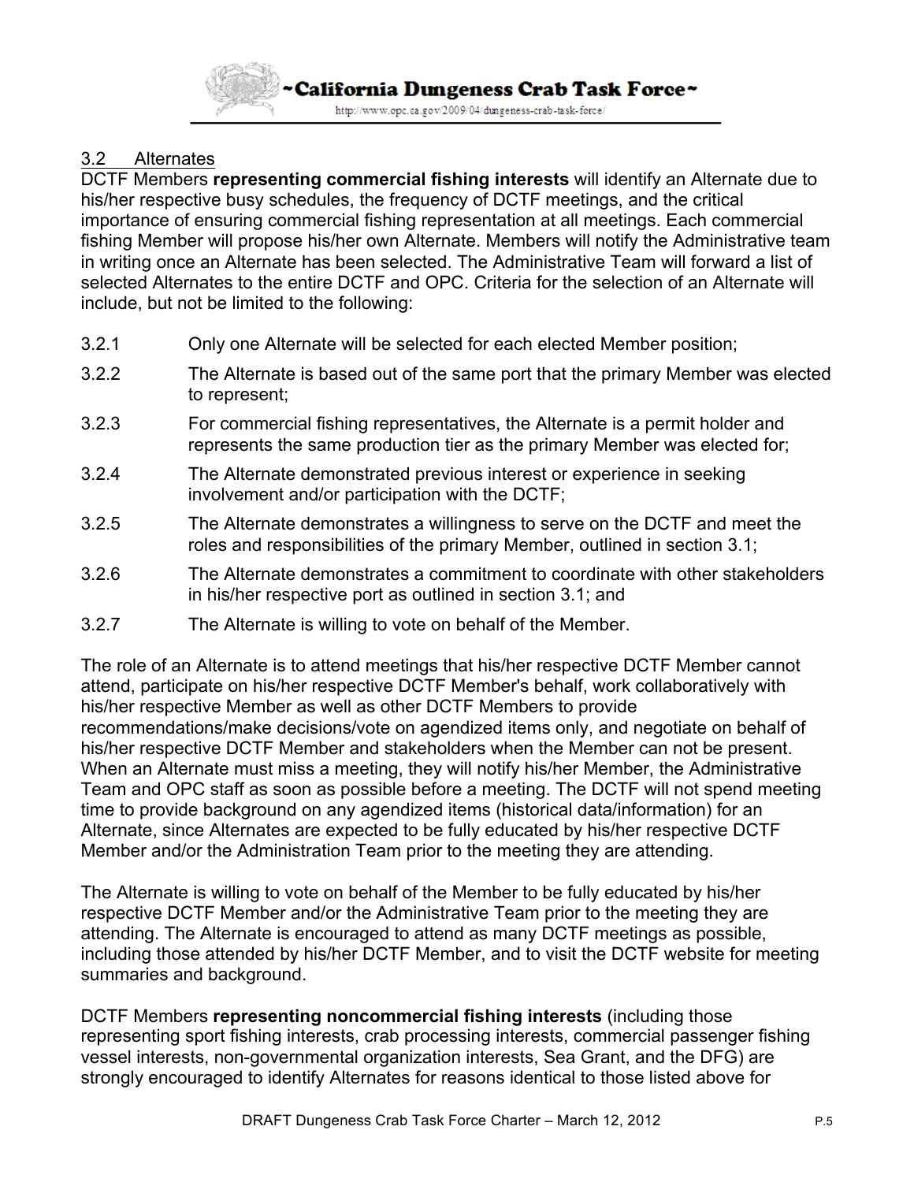### 3.2 Alternates

DCTF Members **representing commercial fishing interests** will identify an Alternate due to his/her respective busy schedules, the frequency of DCTF meetings, and the critical importance of ensuring commercial fishing representation at all meetings. Each commercial fishing Member will propose his/her own Alternate. Members will notify the Administrative team in writing once an Alternate has been selected. The Administrative Team will forward a list of selected Alternates to the entire DCTF and OPC. Criteria for the selection of an Alternate will include, but not be limited to the following:

3.2.1 Only one Alternate will be selected for each elected Member position;

3.2.2 The Alternate is based out of the same port that the primary Member was elected to represent;

3.2.3 For commercial fishing representatives, the Alternate is a permit holder and represents the same production tier as the primary Member was elected for;

3.2.4 The Alternate demonstrated previous interest or experience in seeking involvement and/or participation with the DCTF;

3.2.5 The Alternate demonstrates a willingness to serve on the DCTF and meet the roles and responsibilities of the primary Member, outlined in section 3.1;

3.2.6 The Alternate demonstrates a commitment to coordinate with other stakeholders in his/her respective port as outlined in section 3.1; and

3.2.7 The Alternate is willing to vote on behalf of the Member.

The role of an Alternate is to attend meetings that his/her respective DCTF Member cannot attend, participate on his/her respective DCTF Member's behalf, work collaboratively with his/her respective Member as well as other DCTF Members to provide recommendations/make decisions/vote on agendized items only, and negotiate on behalf of his/her respective DCTF Member and stakeholders when the Member can not be present. When an Alternate must miss a meeting, they will notify his/her Member, the Administrative Team and OPC staff as soon as possible before a meeting. The DCTF will not spend meeting time to provide background on any agendized items (historical data/information) for an Alternate, since Alternates are expected to be fully educated by his/her respective DCTF Member and/or the Administration Team prior to the meeting they are attending.

The Alternate is willing to vote on behalf of the Member to be fully educated by his/her respective DCTF Member and/or the Administrative Team prior to the meeting they are attending. The Alternate is encouraged to attend as many DCTF meetings as possible, including those attended by his/her DCTF Member, and to visit the DCTF website for meeting summaries and background.

DCTF Members **representing noncommercial fishing interests** (including those representing sport fishing interests, crab processing interests, commercial passenger fishing vessel interests, non-governmental organization interests, Sea Grant, and the DFG) are strongly encouraged to identify Alternates for reasons identical to those listed above for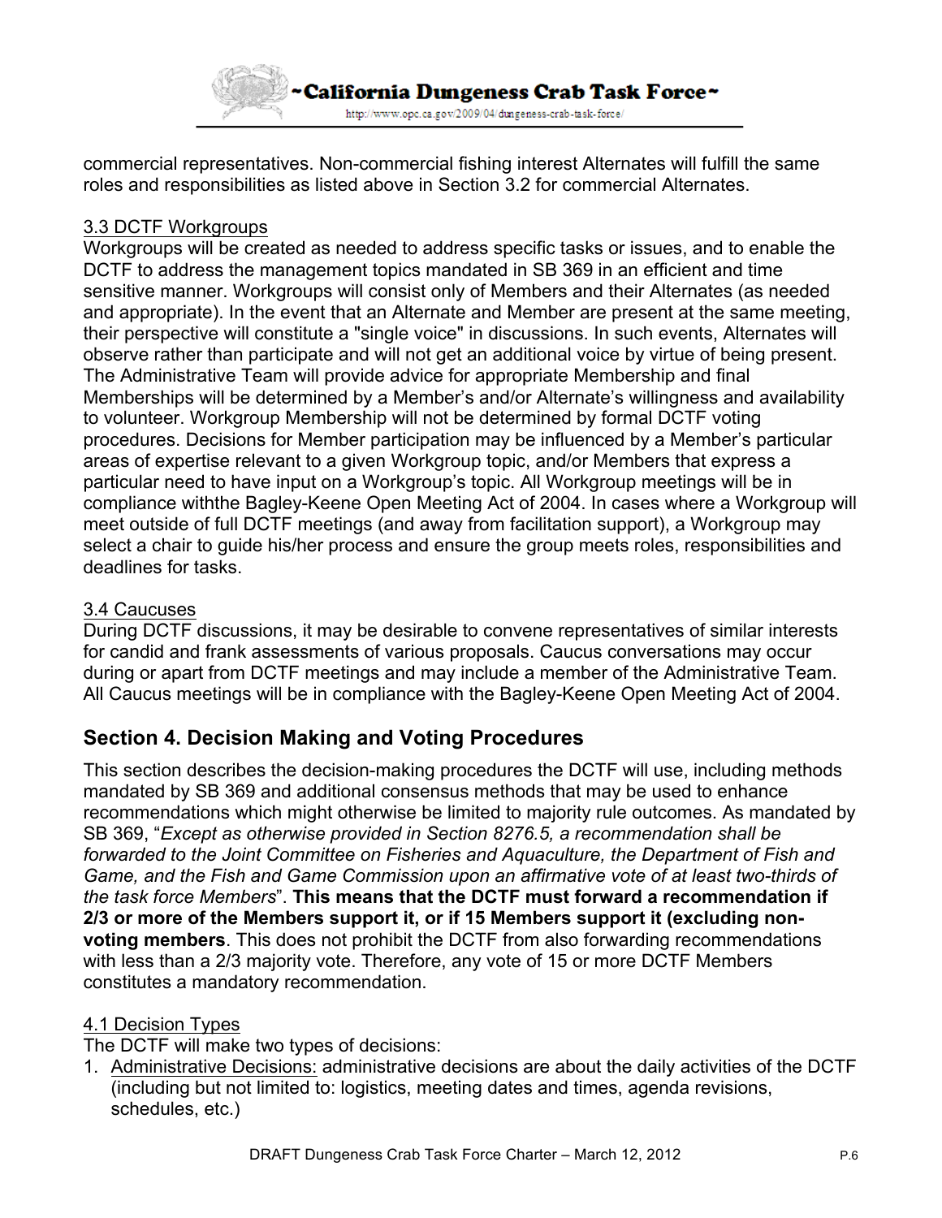commercial representatives. Non-commercial fishing interest Alternates will fulfill the same roles and responsibilities as listed above in Section 3.2 for commercial Alternates.

3.3 DCTF Workgroups

Workgroups will be created as needed to address specific tasks or issues, and to enable the DCTF to address the management topics mandated in SB 369 in an efficient and time sensitive manner. Workgroups will consist only of Members and their Alternates (as needed and appropriate). In the event that an Alternate and Member are present at the same meeting, their perspective will constitute a "single voice" in discussions. In such events, Alternates will observe rather than participate and will not get an additional voice by virtue of being present. The Administrative Team will provide advice for appropriate Membership and final Memberships will be determined by a Member's and/or Alternate's willingness and availability to volunteer. Workgroup Membership will not be determined by formal DCTF voting procedures. Decisions for Member participation may be influenced by a Member's particular areas of expertise relevant to a given Workgroup topic, and/or Members that express a particular need to have input on a Workgroup's topic. All Workgroup meetings will be in compliance withthe Bagley-Keene Open Meeting Act of 2004. In cases where a Workgroup will meet outside of full DCTF meetings (and away from facilitation support), a Workgroup may select a chair to guide his/her process and ensure the group meets roles, responsibilities and deadlines for tasks.

3.4 Caucuses

During DCTF discussions, it may be desirable to convene representatives of similar interests for candid and frank assessments of various proposals. Caucus conversations may occur during or apart from DCTF meetings and may include a member of the Administrative Team. All Caucus meetings will be in compliance with the Bagley-Keene Open Meeting Act of 2004.

## Section 4. Decision Making and Voting Procedures

This section describes the decision-making procedures the DCTF will use, including methods mandated by SB 369 and additional consensus methods that may be used to enhance recommendations which might otherwise be limited to majority rule outcomes. As mandated by SB 369, "*Except as otherwise provided in Section 8276.5, a recommendation shall be forwarded to the Joint Committee on Fisheries and Aquaculture, the Department of Fish and Game, and the Fish and Game Commission upon an affirmative vote of at least two-thirds of the task force Members*". **This means that the DCTF must forward a recommendation if 2/3 or more of the Members support it, or if 15 Members support it (excluding non-voting members**. This does not prohibit the DCTF from also forwarding recommendations with less than a 2/3 majority vote. Therefore, any vote of 15 or more DCTF Members constitutes a mandatory recommendation.

4.1 Decision Types

The DCTF will make two types of decisions:

1. Administrative Decisions: administrative decisions are about the daily activities of the DCTF (including but not limited to: logistics, meeting dates and times, agenda revisions, schedules, etc.)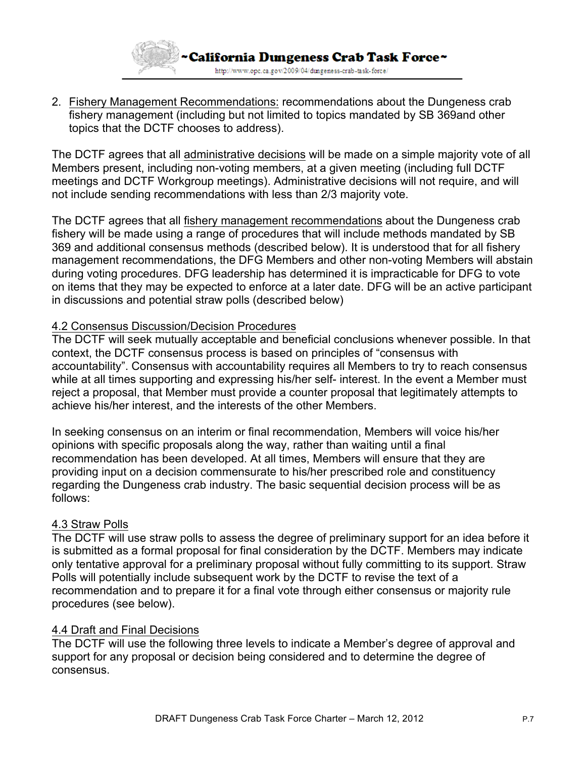2. Fishery Management Recommendations: recommendations about the Dungeness crab fishery management (including but not limited to topics mandated by SB 369and other topics that the DCTF chooses to address).

The DCTF agrees that all administrative decisions will be made on a simple majority vote of all Members present, including non-voting members, at a given meeting (including full DCTF meetings and DCTF Workgroup meetings). Administrative decisions will not require, and will not include sending recommendations with less than 2/3 majority vote.

The DCTF agrees that all fishery management recommendations about the Dungeness crab fishery will be made using a range of procedures that will include methods mandated by SB 369 and additional consensus methods (described below). It is understood that for all fishery management recommendations, the DFG Members and other non-voting Members will abstain during voting procedures. DFG leadership has determined it is impracticable for DFG to vote on items that they may be expected to enforce at a later date. DFG will be an active participant in discussions and potential straw polls (described below)

### 4.2 Consensus Discussion/Decision Procedures

The DCTF will seek mutually acceptable and beneficial conclusions whenever possible. In that context, the DCTF consensus process is based on principles of "consensus with accountability". Consensus with accountability requires all Members to try to reach consensus while at all times supporting and expressing his/her self- interest. In the event a Member must reject a proposal, that Member must provide a counter proposal that legitimately attempts to achieve his/her interest, and the interests of the other Members.

In seeking consensus on an interim or final recommendation, Members will voice his/her opinions with specific proposals along the way, rather than waiting until a final recommendation has been developed. At all times, Members will ensure that they are providing input on a decision commensurate to his/her prescribed role and constituency regarding the Dungeness crab industry. The basic sequential decision process will be as follows:

### 4.3 Straw Polls

The DCTF will use straw polls to assess the degree of preliminary support for an idea before it is submitted as a formal proposal for final consideration by the DCTF. Members may indicate only tentative approval for a preliminary proposal without fully committing to its support. Straw Polls will potentially include subsequent work by the DCTF to revise the text of a recommendation and to prepare it for a final vote through either consensus or majority rule procedures (see below).

### 4.4 Draft and Final Decisions

The DCTF will use the following three levels to indicate a Member's degree of approval and support for any proposal or decision being considered and to determine the degree of consensus.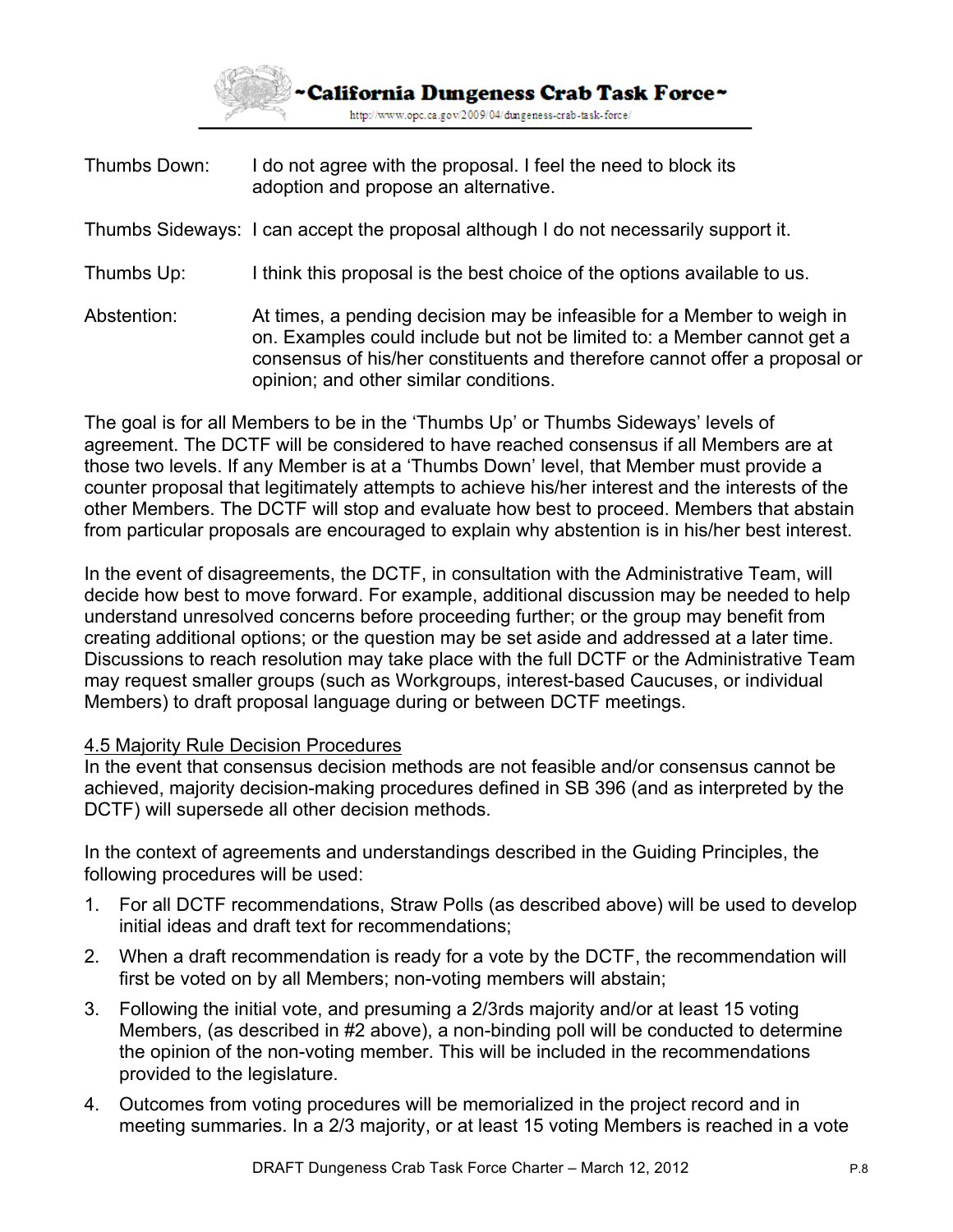Thumbs Down: I do not agree with the proposal. I feel the need to block its adoption and propose an alternative.

Thumbs Sideways: I can accept the proposal although I do not necessarily support it.

Thumbs Up: I think this proposal is the best choice of the options available to us.

Abstention: At times, a pending decision may be infeasible for a Member to weigh in on. Examples could include but not be limited to: a Member cannot get a consensus of his/her constituents and therefore cannot offer a proposal or opinion; and other similar conditions.

The goal is for all Members to be in the 'Thumbs Up' or Thumbs Sideways' levels of agreement. The DCTF will be considered to have reached consensus if all Members are at those two levels. If any Member is at a 'Thumbs Down' level, that Member must provide a counter proposal that legitimately attempts to achieve his/her interest and the interests of the other Members. The DCTF will stop and evaluate how best to proceed. Members that abstain from particular proposals are encouraged to explain why abstention is in his/her best interest.

In the event of disagreements, the DCTF, in consultation with the Administrative Team, will decide how best to move forward. For example, additional discussion may be needed to help understand unresolved concerns before proceeding further; or the group may benefit from creating additional options; or the question may be set aside and addressed at a later time. Discussions to reach resolution may take place with the full DCTF or the Administrative Team may request smaller groups (such as Workgroups, interest-based Caucuses, or individual Members) to draft proposal language during or between DCTF meetings.

### 4.5 Majority Rule Decision Procedures

In the event that consensus decision methods are not feasible and/or consensus cannot be achieved, majority decision-making procedures defined in SB 396 (and as interpreted by the DCTF) will supersede all other decision methods.

In the context of agreements and understandings described in the Guiding Principles, the following procedures will be used:

1. For all DCTF recommendations, Straw Polls (as described above) will be used to develop initial ideas and draft text for recommendations;
2. When a draft recommendation is ready for a vote by the DCTF, the recommendation will first be voted on by all Members; non-voting members will abstain;
3. Following the initial vote, and presuming a 2/3rds majority and/or at least 15 voting Members, (as described in #2 above), a non-binding poll will be conducted to determine the opinion of the non-voting member. This will be included in the recommendations provided to the legislature.
4. Outcomes from voting procedures will be memorialized in the project record and in meeting summaries. In a 2/3 majority, or at least 15 voting Members is reached in a vote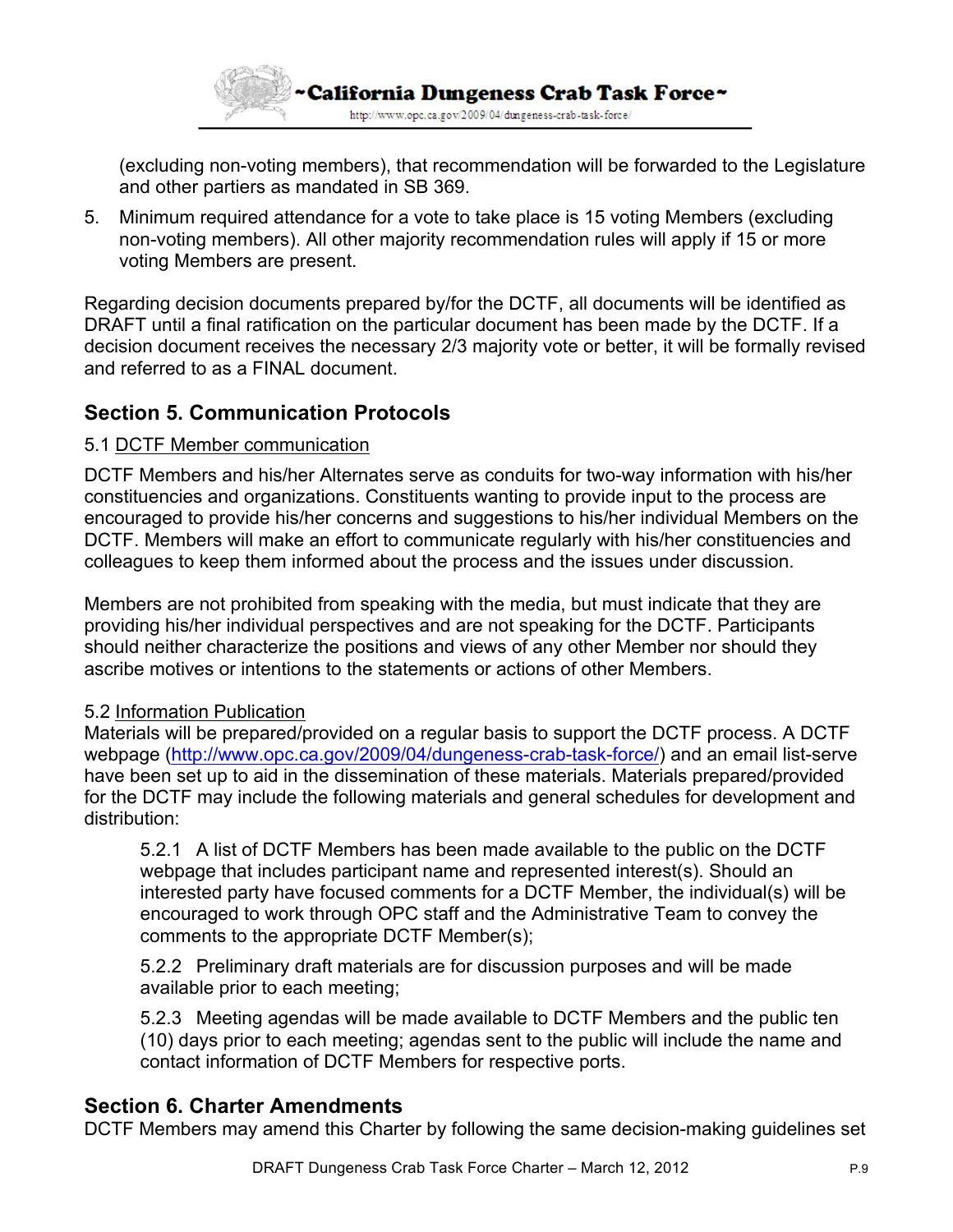(excluding non-voting members), that recommendation will be forwarded to the Legislature and other partiers as mandated in SB 369.

5. Minimum required attendance for a vote to take place is 15 voting Members (excluding non-voting members). All other majority recommendation rules will apply if 15 or more voting Members are present.

Regarding decision documents prepared by/for the DCTF, all documents will be identified as DRAFT until a final ratification on the particular document has been made by the DCTF. If a decision document receives the necessary 2/3 majority vote or better, it will be formally revised and referred to as a FINAL document.

## Section 5. Communication Protocols

### 5.1 DCTF Member communication

DCTF Members and his/her Alternates serve as conduits for two-way information with his/her constituencies and organizations. Constituents wanting to provide input to the process are encouraged to provide his/her concerns and suggestions to his/her individual Members on the DCTF. Members will make an effort to communicate regularly with his/her constituencies and colleagues to keep them informed about the process and the issues under discussion.

Members are not prohibited from speaking with the media, but must indicate that they are providing his/her individual perspectives and are not speaking for the DCTF. Participants should neither characterize the positions and views of any other Member nor should they ascribe motives or intentions to the statements or actions of other Members.

### 5.2 Information Publication

Materials will be prepared/provided on a regular basis to support the DCTF process. A DCTF webpage (http://www.opc.ca.gov/2009/04/dungeness-crab-task-force/) and an email list-serve have been set up to aid in the dissemination of these materials. Materials prepared/provided for the DCTF may include the following materials and general schedules for development and distribution:

5.2.1 A list of DCTF Members has been made available to the public on the DCTF webpage that includes participant name and represented interest(s). Should an interested party have focused comments for a DCTF Member, the individual(s) will be encouraged to work through OPC staff and the Administrative Team to convey the comments to the appropriate DCTF Member(s);

5.2.2 Preliminary draft materials are for discussion purposes and will be made available prior to each meeting;

5.2.3 Meeting agendas will be made available to DCTF Members and the public ten (10) days prior to each meeting; agendas sent to the public will include the name and contact information of DCTF Members for respective ports.

## Section 6. Charter Amendments

DCTF Members may amend this Charter by following the same decision-making guidelines set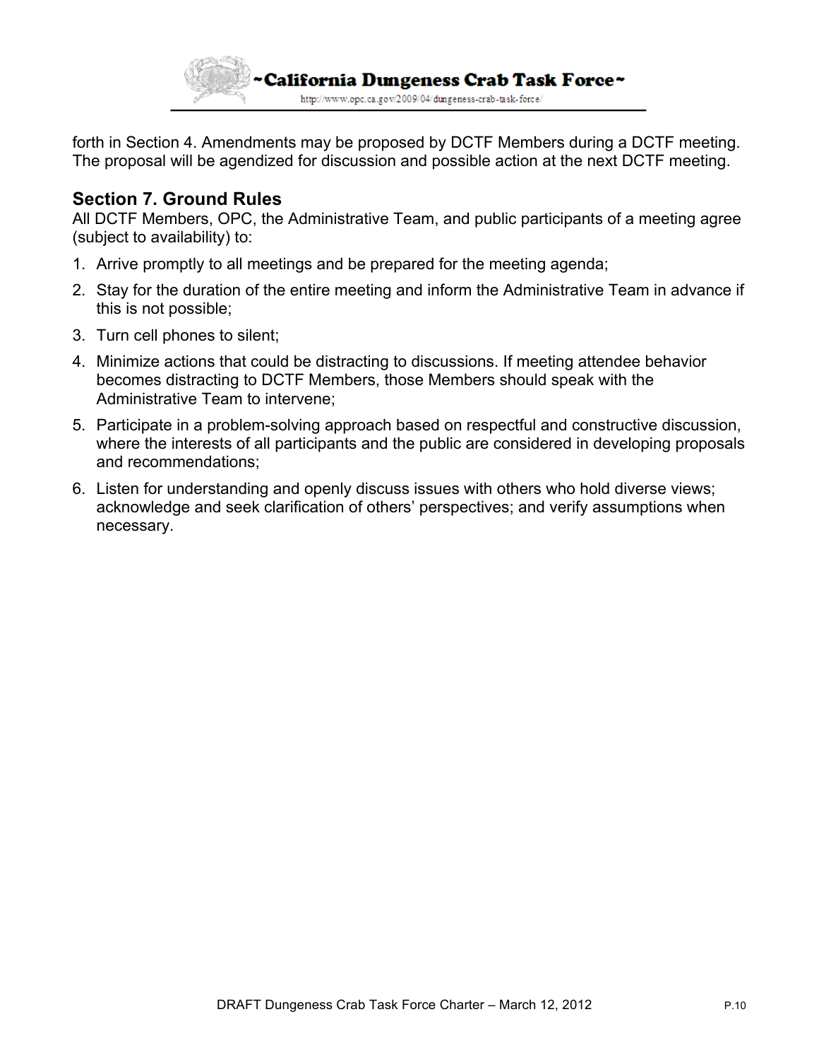forth in Section 4. Amendments may be proposed by DCTF Members during a DCTF meeting. The proposal will be agendized for discussion and possible action at the next DCTF meeting.

## Section 7. Ground Rules

All DCTF Members, OPC, the Administrative Team, and public participants of a meeting agree (subject to availability) to:

1. Arrive promptly to all meetings and be prepared for the meeting agenda;
2. Stay for the duration of the entire meeting and inform the Administrative Team in advance if this is not possible;
3. Turn cell phones to silent;
4. Minimize actions that could be distracting to discussions. If meeting attendee behavior becomes distracting to DCTF Members, those Members should speak with the Administrative Team to intervene;
5. Participate in a problem-solving approach based on respectful and constructive discussion, where the interests of all participants and the public are considered in developing proposals and recommendations;
6. Listen for understanding and openly discuss issues with others who hold diverse views; acknowledge and seek clarification of others' perspectives; and verify assumptions when necessary.